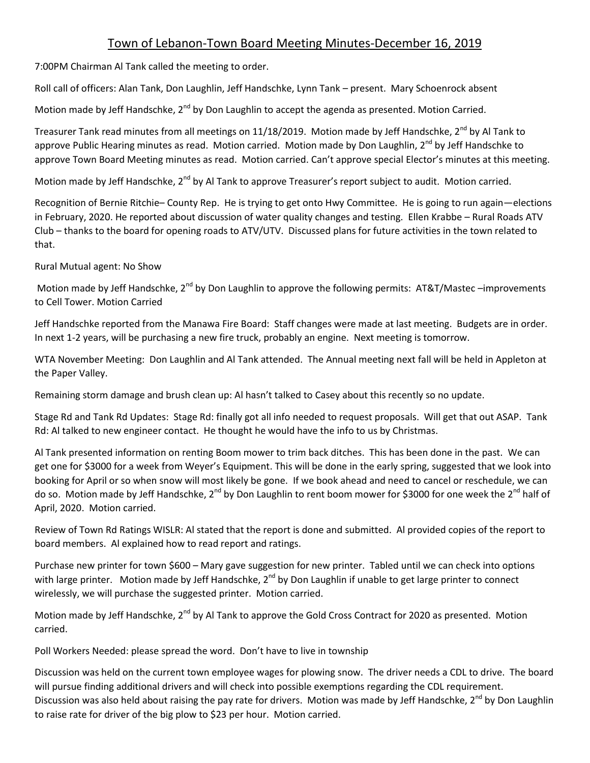# Town of Lebanon-Town Board Meeting Minutes-December 16, 2019

7:00PM Chairman Al Tank called the meeting to order.

Roll call of officers: Alan Tank, Don Laughlin, Jeff Handschke, Lynn Tank – present. Mary Schoenrock absent

Motion made by Jeff Handschke, 2nd by Don Laughlin to accept the agenda as presented. Motion Carried.

Treasurer Tank read minutes from all meetings on 11/18/2019. Motion made by Jeff Handschke, 2nd by Al Tank to approve Public Hearing minutes as read. Motion carried. Motion made by Don Laughlin, 2nd by Jeff Handschke to approve Town Board Meeting minutes as read. Motion carried. Can't approve special Elector's minutes at this meeting.

Motion made by Jeff Handschke, 2nd by Al Tank to approve Treasurer's report subject to audit. Motion carried.

Recognition of Bernie Ritchie– County Rep. He is trying to get onto Hwy Committee. He is going to run again—elections in February, 2020. He reported about discussion of water quality changes and testing. Ellen Krabbe – Rural Roads ATV Club – thanks to the board for opening roads to ATV/UTV. Discussed plans for future activities in the town related to that.

Rural Mutual agent: No Show

Motion made by Jeff Handschke, 2nd by Don Laughlin to approve the following permits: AT&T/Mastec –improvements to Cell Tower. Motion Carried

Jeff Handschke reported from the Manawa Fire Board: Staff changes were made at last meeting. Budgets are in order. In next 1-2 years, will be purchasing a new fire truck, probably an engine. Next meeting is tomorrow.

WTA November Meeting: Don Laughlin and Al Tank attended. The Annual meeting next fall will be held in Appleton at the Paper Valley.

Remaining storm damage and brush clean up: Al hasn't talked to Casey about this recently so no update.

Stage Rd and Tank Rd Updates: Stage Rd: finally got all info needed to request proposals. Will get that out ASAP. Tank Rd: Al talked to new engineer contact. He thought he would have the info to us by Christmas.

Al Tank presented information on renting Boom mower to trim back ditches. This has been done in the past. We can get one for $3000 for a week from Weyer's Equipment. This will be done in the early spring, suggested that we look into booking for April or so when snow will most likely be gone. If we book ahead and need to cancel or reschedule, we can do so. Motion made by Jeff Handschke, 2nd by Don Laughlin to rent boom mower for $3000 for one week the 2nd half of April, 2020. Motion carried.

Review of Town Rd Ratings WISLR: Al stated that the report is done and submitted. Al provided copies of the report to board members. Al explained how to read report and ratings.

Purchase new printer for town $600 – Mary gave suggestion for new printer. Tabled until we can check into options with large printer. Motion made by Jeff Handschke, 2nd by Don Laughlin if unable to get large printer to connect wirelessly, we will purchase the suggested printer. Motion carried.

Motion made by Jeff Handschke, 2nd by Al Tank to approve the Gold Cross Contract for 2020 as presented. Motion carried.

Poll Workers Needed: please spread the word. Don't have to live in township

Discussion was held on the current town employee wages for plowing snow. The driver needs a CDL to drive. The board will pursue finding additional drivers and will check into possible exemptions regarding the CDL requirement. Discussion was also held about raising the pay rate for drivers. Motion was made by Jeff Handschke, 2nd by Don Laughlin to raise rate for driver of the big plow to $23 per hour. Motion carried.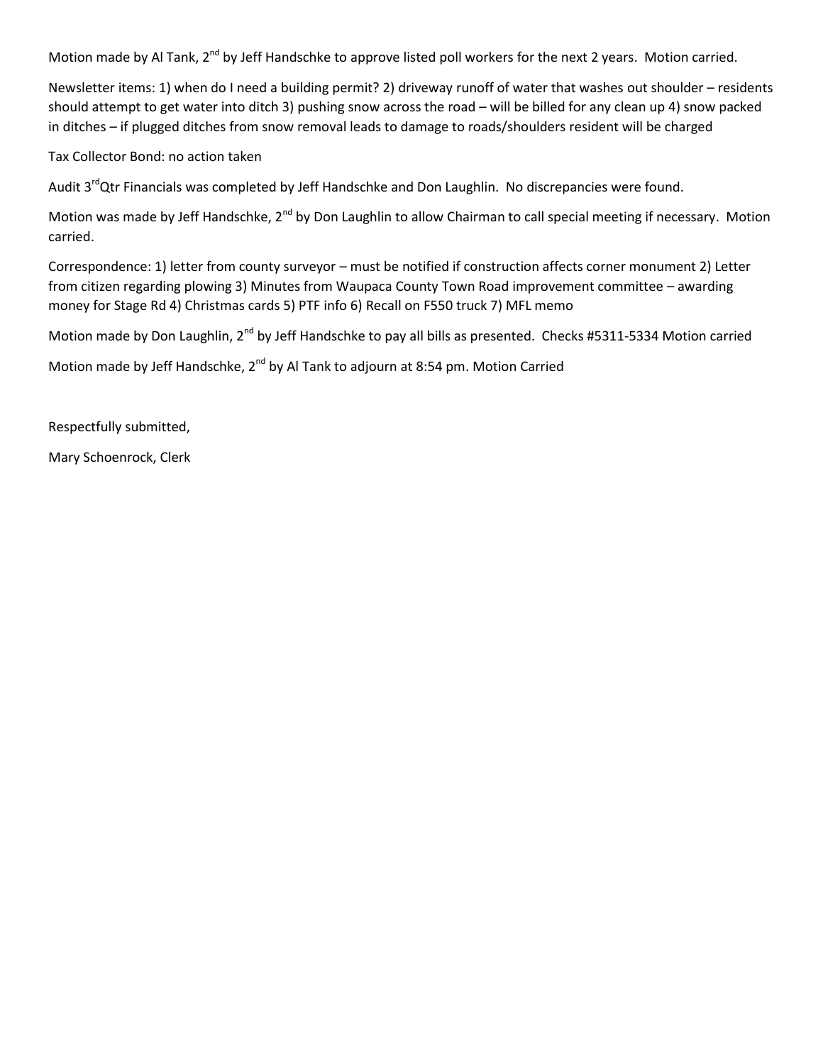Motion made by Al Tank, 2nd by Jeff Handschke to approve listed poll workers for the next 2 years. Motion carried.

Newsletter items: 1) when do I need a building permit? 2) driveway runoff of water that washes out shoulder – residents should attempt to get water into ditch 3) pushing snow across the road – will be billed for any clean up 4) snow packed in ditches – if plugged ditches from snow removal leads to damage to roads/shoulders resident will be charged

Tax Collector Bond: no action taken

Audit 3rd Qtr Financials was completed by Jeff Handschke and Don Laughlin. No discrepancies were found.

Motion was made by Jeff Handschke, 2nd by Don Laughlin to allow Chairman to call special meeting if necessary. Motion carried.

Correspondence: 1) letter from county surveyor – must be notified if construction affects corner monument 2) Letter from citizen regarding plowing 3) Minutes from Waupaca County Town Road improvement committee – awarding money for Stage Rd 4) Christmas cards 5) PTF info 6) Recall on F550 truck 7) MFL memo

Motion made by Don Laughlin, 2nd by Jeff Handschke to pay all bills as presented. Checks #5311-5334 Motion carried

Motion made by Jeff Handschke, 2nd by Al Tank to adjourn at 8:54 pm. Motion Carried

Respectfully submitted,

Mary Schoenrock, Clerk